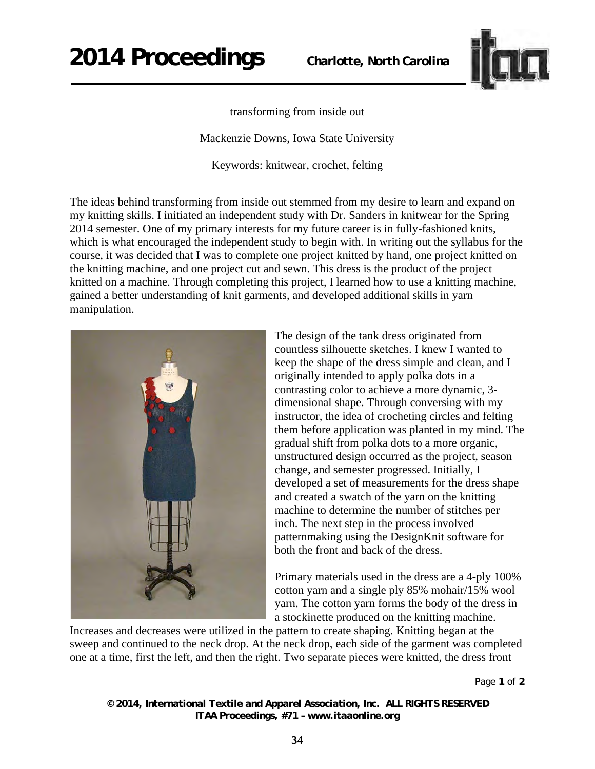# transforming from inside out

Mackenzie Downs, Iowa State University

Keywords: knitwear, crochet, felting

The ideas behind transforming from inside out stemmed from my desire to learn and expand on my knitting skills. I initiated an independent study with Dr. Sanders in knitwear for the Spring 2014 semester. One of my primary interests for my future career is in fully-fashioned knits, which is what encouraged the independent study to begin with. In writing out the syllabus for the course, it was decided that I was to complete one project knitted by hand, one project knitted on the knitting machine, and one project cut and sewn. This dress is the product of the project knitted on a machine. Through completing this project, I learned how to use a knitting machine, gained a better understanding of knit garments, and developed additional skills in yarn manipulation.

The design of the tank dress originated from countless silhouette sketches. I knew I wanted to keep the shape of the dress simple and clean, and I originally intended to apply polka dots in a contrasting color to achieve a more dynamic, 3-dimensional shape. Through conversing with my instructor, the idea of crocheting circles and felting them before application was planted in my mind. The gradual shift from polka dots to a more organic, unstructured design occurred as the project, season change, and semester progressed. Initially, I developed a set of measurements for the dress shape and created a swatch of the yarn on the knitting machine to determine the number of stitches per inch. The next step in the process involved patternmaking using the DesignKnit software for both the front and back of the dress.

Primary materials used in the dress are a 4-ply 100% cotton yarn and a single ply 85% mohair/15% wool yarn. The cotton yarn forms the body of the dress in a stockinette produced on the knitting machine. Increases and decreases were utilized in the pattern to create shaping. Knitting began at the sweep and continued to the neck drop. At the neck drop, each side of the garment was completed one at a time, first the left, and then the right. Two separate pieces were knitted, the dress front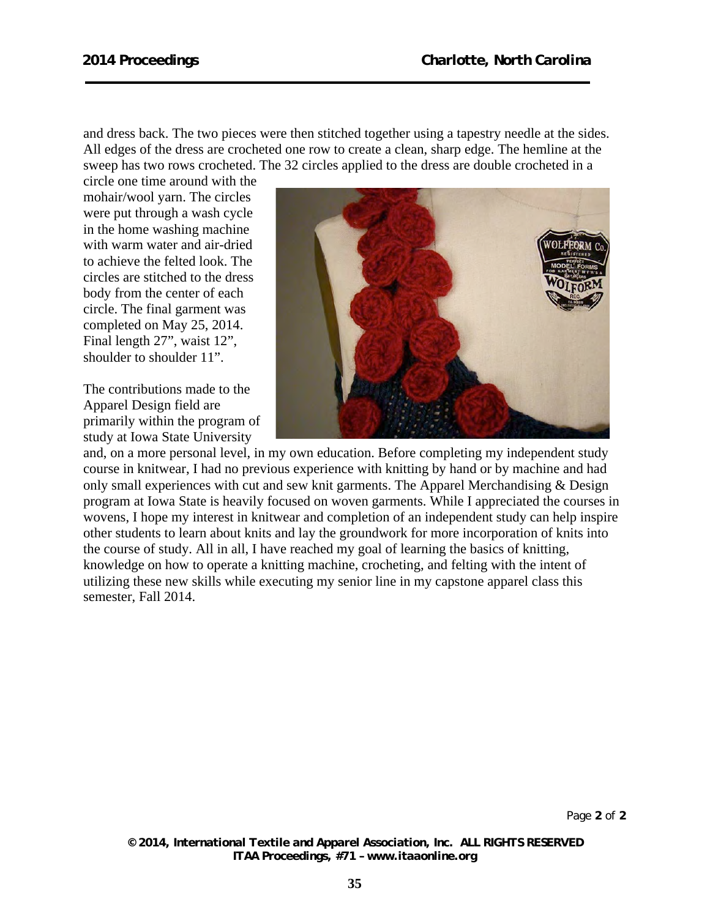and dress back. The two pieces were then stitched together using a tapestry needle at the sides. All edges of the dress are crocheted one row to create a clean, sharp edge. The hemline at the sweep has two rows crocheted. The 32 circles applied to the dress are double crocheted in a circle one time around with the mohair/wool yarn. The circles were put through a wash cycle in the home washing machine with warm water and air-dried to achieve the felted look. The circles are stitched to the dress body from the center of each circle. The final garment was completed on May 25, 2014. Final length 27", waist 12", shoulder to shoulder 11".

The contributions made to the Apparel Design field are primarily within the program of study at Iowa State University and, on a more personal level, in my own education. Before completing my independent study course in knitwear, I had no previous experience with knitting by hand or by machine and had only small experiences with cut and sew knit garments. The Apparel Merchandising & Design program at Iowa State is heavily focused on woven garments. While I appreciated the courses in wovens, I hope my interest in knitwear and completion of an independent study can help inspire other students to learn about knits and lay the groundwork for more incorporation of knits into the course of study. All in all, I have reached my goal of learning the basics of knitting, knowledge on how to operate a knitting machine, crocheting, and felting with the intent of utilizing these new skills while executing my senior line in my capstone apparel class this semester, Fall 2014.